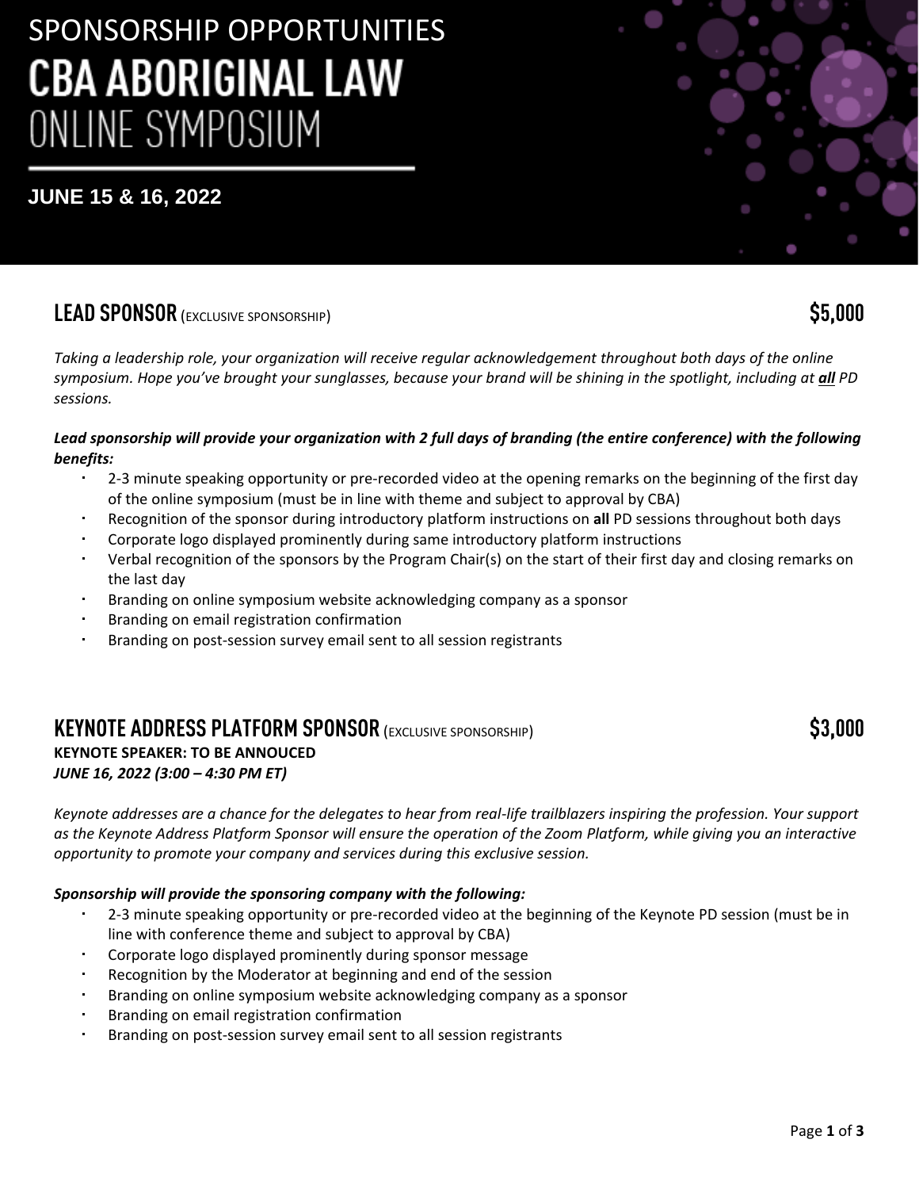# SPONSORSHIP OPPORTUNITIES

# CBA ABORIGINAL LAW

# ONLINE SYMPOSIUM

**JUNE 15 & 16, 2022**

## LEAD SPONSOR (EXCLUSIVE SPONSORSHIP) $5,000

*Taking a leadership role, your organization will receive regular acknowledgement throughout both days of the online symposium. Hope you've brought your sunglasses, because your brand will be shining in the spotlight, including at **all** PD sessions.*

***Lead sponsorship will provide your organization with 2 full days of branding (the entire conference) with the following benefits:***

- 2-3 minute speaking opportunity or pre-recorded video at the opening remarks on the beginning of the first day of the online symposium (must be in line with theme and subject to approval by CBA)
- Recognition of the sponsor during introductory platform instructions on **all** PD sessions throughout both days
- Corporate logo displayed prominently during same introductory platform instructions
- Verbal recognition of the sponsors by the Program Chair(s) on the start of their first day and closing remarks on the last day
- Branding on online symposium website acknowledging company as a sponsor
- Branding on email registration confirmation
- Branding on post-session survey email sent to all session registrants

## KEYNOTE ADDRESS PLATFORM SPONSOR (EXCLUSIVE SPONSORSHIP) $3,000

**KEYNOTE SPEAKER: TO BE ANNOUCED**

***JUNE 16, 2022 (3:00 – 4:30 PM ET)***

*Keynote addresses are a chance for the delegates to hear from real-life trailblazers inspiring the profession. Your support as the Keynote Address Platform Sponsor will ensure the operation of the Zoom Platform, while giving you an interactive opportunity to promote your company and services during this exclusive session.*

***Sponsorship will provide the sponsoring company with the following:***

- 2-3 minute speaking opportunity or pre-recorded video at the beginning of the Keynote PD session (must be in line with conference theme and subject to approval by CBA)
- Corporate logo displayed prominently during sponsor message
- Recognition by the Moderator at beginning and end of the session
- Branding on online symposium website acknowledging company as a sponsor
- Branding on email registration confirmation
- Branding on post-session survey email sent to all session registrants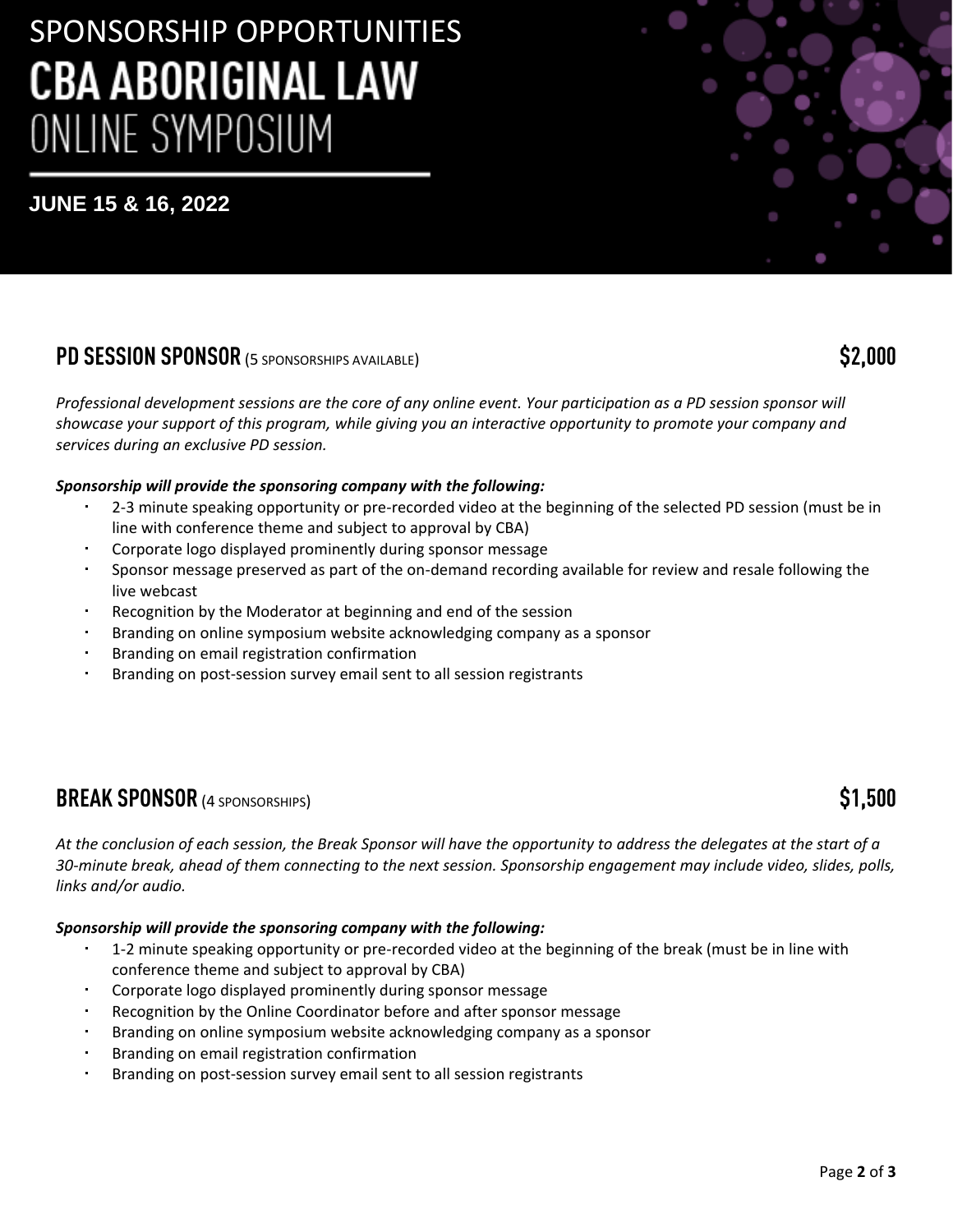SPONSORSHIP OPPORTUNITIES

# CBA ABORIGINAL LAW ONLINE SYMPOSIUM

**JUNE 15 & 16, 2022**

## PD SESSION SPONSOR (5 SPONSORSHIPS AVAILABLE) $2,000

*Professional development sessions are the core of any online event. Your participation as a PD session sponsor will showcase your support of this program, while giving you an interactive opportunity to promote your company and services during an exclusive PD session.*

***Sponsorship will provide the sponsoring company with the following:***

- 2-3 minute speaking opportunity or pre-recorded video at the beginning of the selected PD session (must be in line with conference theme and subject to approval by CBA)
- Corporate logo displayed prominently during sponsor message
- Sponsor message preserved as part of the on-demand recording available for review and resale following the live webcast
- Recognition by the Moderator at beginning and end of the session
- Branding on online symposium website acknowledging company as a sponsor
- Branding on email registration confirmation
- Branding on post-session survey email sent to all session registrants

## BREAK SPONSOR (4 SPONSORSHIPS) $1,500

*At the conclusion of each session, the Break Sponsor will have the opportunity to address the delegates at the start of a 30-minute break, ahead of them connecting to the next session. Sponsorship engagement may include video, slides, polls, links and/or audio.*

***Sponsorship will provide the sponsoring company with the following:***

- 1-2 minute speaking opportunity or pre-recorded video at the beginning of the break (must be in line with conference theme and subject to approval by CBA)
- Corporate logo displayed prominently during sponsor message
- Recognition by the Online Coordinator before and after sponsor message
- Branding on online symposium website acknowledging company as a sponsor
- Branding on email registration confirmation
- Branding on post-session survey email sent to all session registrants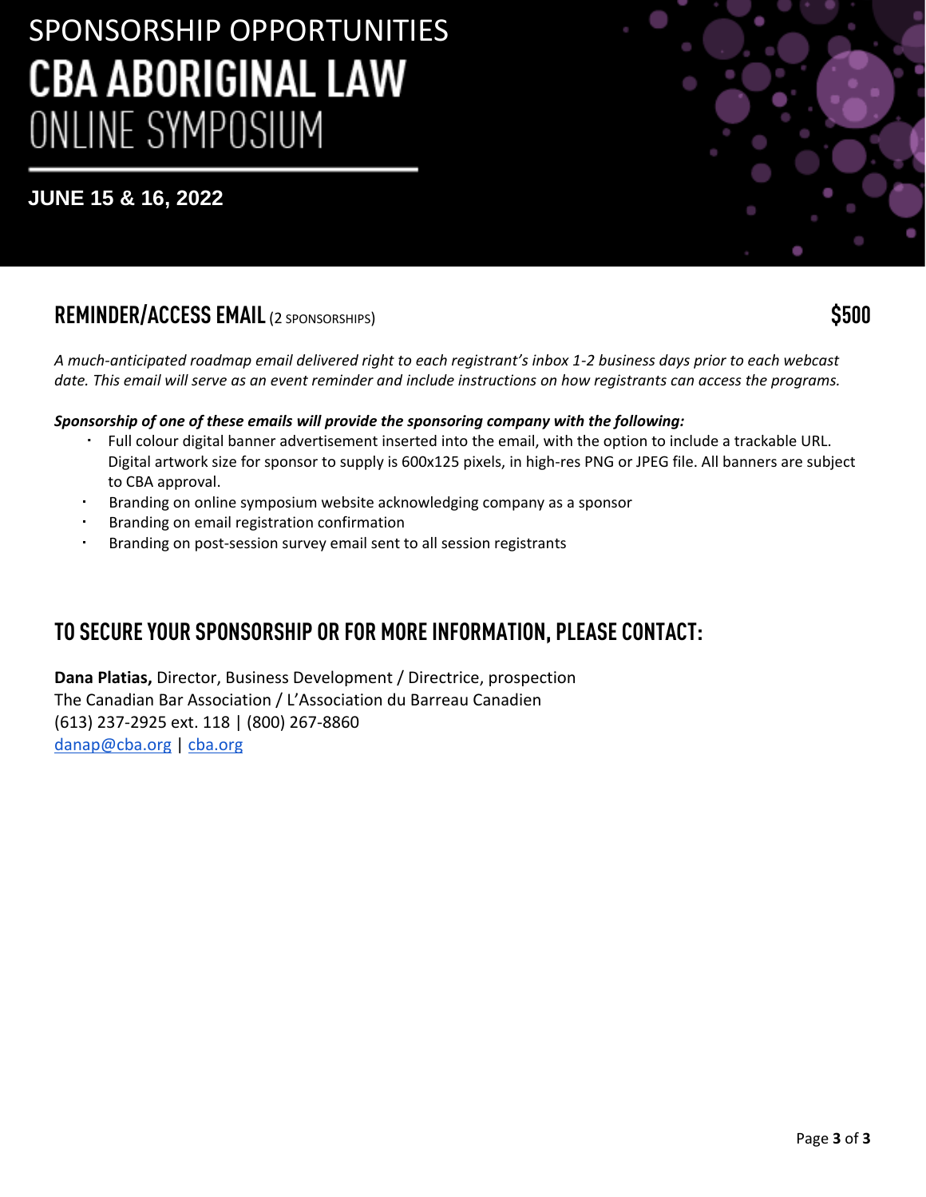# SPONSORSHIP OPPORTUNITIES
# CBA ABORIGINAL LAW ONLINE SYMPOSIUM

**JUNE 15 & 16, 2022**

## REMINDER/ACCESS EMAIL (2 SPONSORSHIPS) $500

*A much-anticipated roadmap email delivered right to each registrant's inbox 1-2 business days prior to each webcast date. This email will serve as an event reminder and include instructions on how registrants can access the programs.*

***Sponsorship of one of these emails will provide the sponsoring company with the following:***

- Full colour digital banner advertisement inserted into the email, with the option to include a trackable URL. Digital artwork size for sponsor to supply is 600x125 pixels, in high-res PNG or JPEG file. All banners are subject to CBA approval.
- Branding on online symposium website acknowledging company as a sponsor
- Branding on email registration confirmation
- Branding on post-session survey email sent to all session registrants

## TO SECURE YOUR SPONSORSHIP OR FOR MORE INFORMATION, PLEASE CONTACT:

**Dana Platias,** Director, Business Development / Directrice, prospection
The Canadian Bar Association / L'Association du Barreau Canadien
(613) 237-2925 ext. 118 | (800) 267-8860
danap@cba.org | cba.org